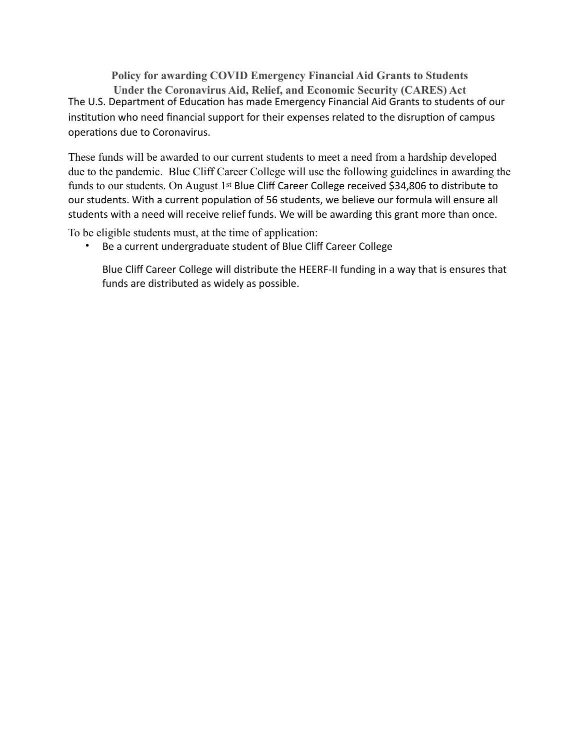# Policy for awarding COVID Emergency Financial Aid Grants to Students Under the Coronavirus Aid, Relief, and Economic Security (CARES) Act

The U.S. Department of Education has made Emergency Financial Aid Grants to students of our institution who need financial support for their expenses related to the disruption of campus operations due to Coronavirus.

These funds will be awarded to our current students to meet a need from a hardship developed due to the pandemic. Blue Cliff Career College will use the following guidelines in awarding the funds to our students. On August 1st Blue Cliff Career College received $34,806 to distribute to our students. With a current population of 56 students, we believe our formula will ensure all students with a need will receive relief funds. We will be awarding this grant more than once.

To be eligible students must, at the time of application:

- Be a current undergraduate student of Blue Cliff Career College

  Blue Cliff Career College will distribute the HEERF-II funding in a way that is ensures that funds are distributed as widely as possible.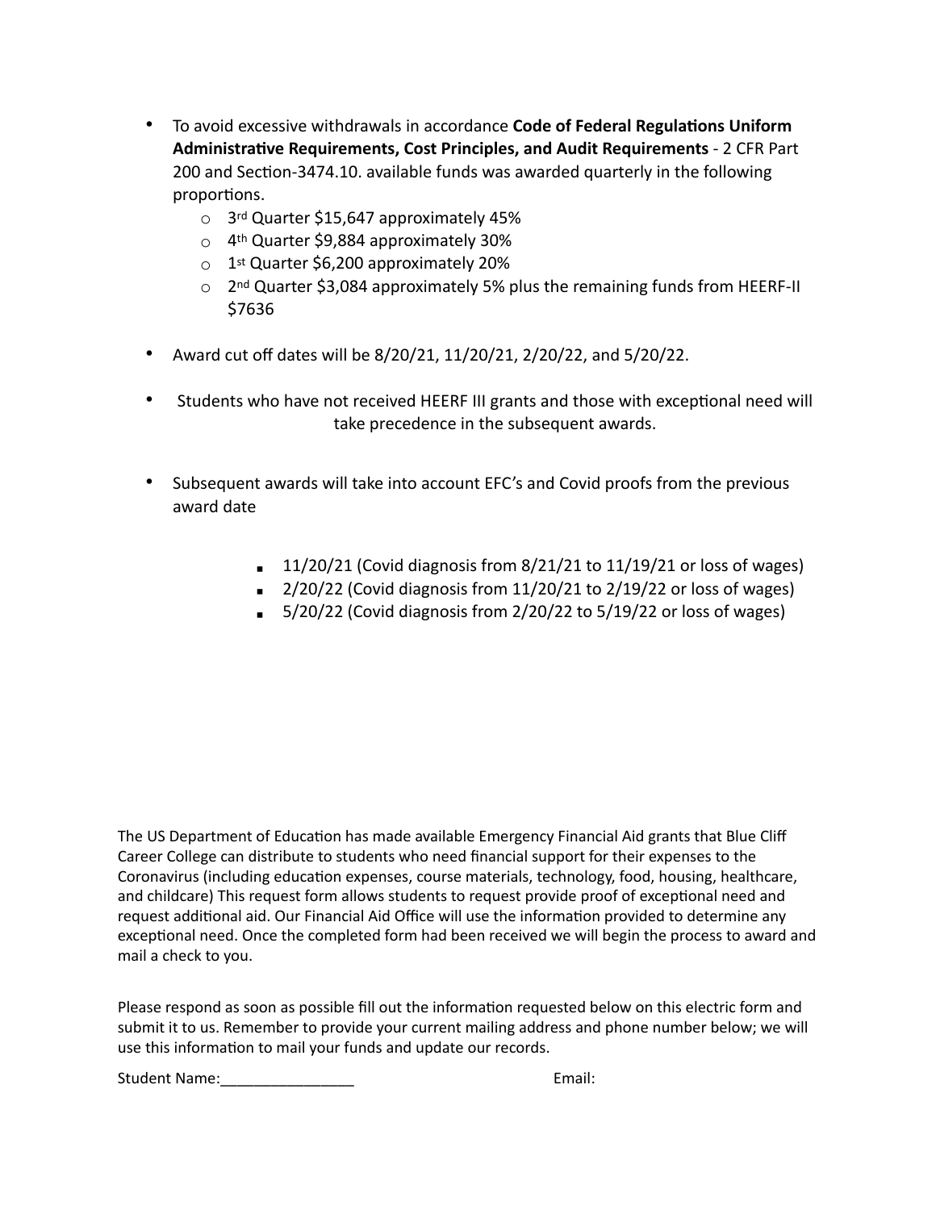- To avoid excessive withdrawals in accordance **Code of Federal Regulations Uniform Administrative Requirements, Cost Principles, and Audit Requirements** - 2 CFR Part 200 and Section-3474.10. available funds was awarded quarterly in the following proportions.
    - 3rd Quarter $15,647 approximately 45%
    - 4th Quarter $9,884 approximately 30%
    - 1st Quarter $6,200 approximately 20%
    - 2nd Quarter $3,084 approximately 5% plus the remaining funds from HEERF-II $7636

- Award cut off dates will be 8/20/21, 11/20/21, 2/20/22, and 5/20/22.

- Students who have not received HEERF III grants and those with exceptional need will take precedence in the subsequent awards.

- Subsequent awards will take into account EFC's and Covid proofs from the previous award date
    - 11/20/21 (Covid diagnosis from 8/21/21 to 11/19/21 or loss of wages)
    - 2/20/22 (Covid diagnosis from 11/20/21 to 2/19/22 or loss of wages)
    - 5/20/22 (Covid diagnosis from 2/20/22 to 5/19/22 or loss of wages)

The US Department of Education has made available Emergency Financial Aid grants that Blue Cliff Career College can distribute to students who need financial support for their expenses to the Coronavirus (including education expenses, course materials, technology, food, housing, healthcare, and childcare) This request form allows students to request provide proof of exceptional need and request additional aid. Our Financial Aid Office will use the information provided to determine any exceptional need. Once the completed form had been received we will begin the process to award and mail a check to you.

Please respond as soon as possible fill out the information requested below on this electric form and submit it to us. Remember to provide your current mailing address and phone number below; we will use this information to mail your funds and update our records.

Student Name:________________ Email: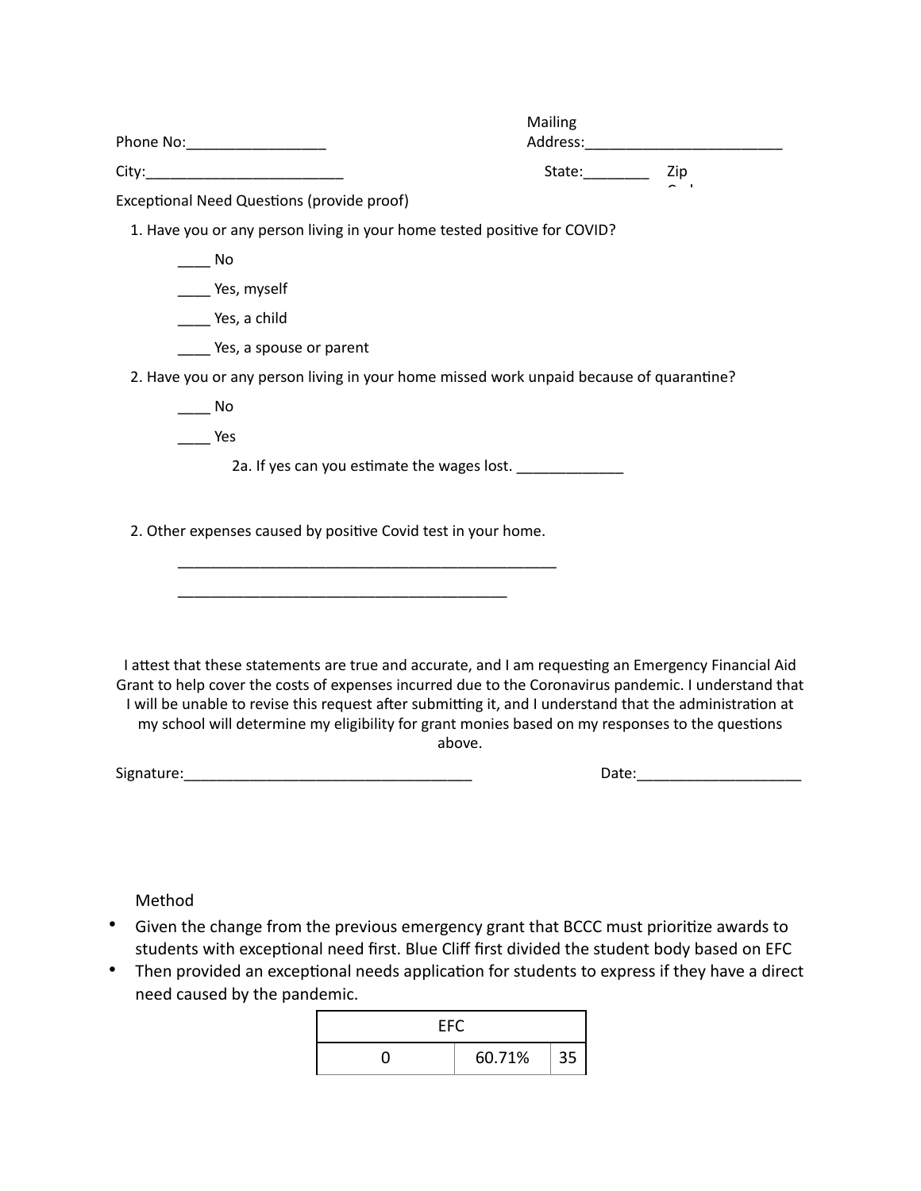Phone No:_________________ Mailing Address:________________________

City:________________________ State:________ Zip Code

Exceptional Need Questions (provide proof)

1. Have you or any person living in your home tested positive for COVID?

    ____ No

    ____ Yes, myself

    ____ Yes, a child

    ____ Yes, a spouse or parent

2. Have you or any person living in your home missed work unpaid because of quarantine?

    ____ No

    ____ Yes

        2a. If yes can you estimate the wages lost. _____________

2. Other expenses caused by positive Covid test in your home.

    _______________________________________________

    _________________________________________

I attest that these statements are true and accurate, and I am requesting an Emergency Financial Aid Grant to help cover the costs of expenses incurred due to the Coronavirus pandemic. I understand that I will be unable to revise this request after submitting it, and I understand that the administration at my school will determine my eligibility for grant monies based on my responses to the questions above.

Signature:___________________________________ Date:____________________

Method

- Given the change from the previous emergency grant that BCCC must prioritize awards to students with exceptional need first. Blue Cliff first divided the student body based on EFC
- Then provided an exceptional needs application for students to express if they have a direct need caused by the pandemic.

| EFC | | |
| --- | --- | --- |
| 0 | 60.71% | 35 |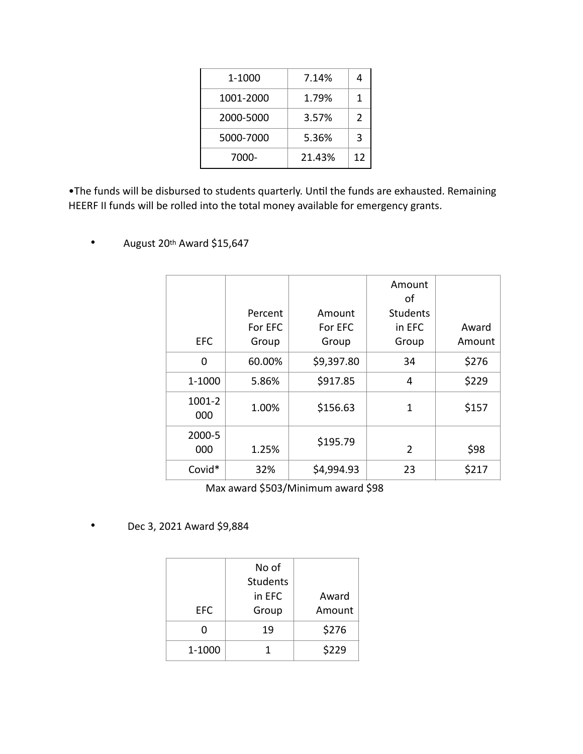| 1-1000 | 7.14% | 4 |
|---|---|---|
| 1001-2000 | 1.79% | 1 |
| 2000-5000 | 3.57% | 2 |
| 5000-7000 | 5.36% | 3 |
| 7000- | 21.43% | 12 |

•The funds will be disbursed to students quarterly. Until the funds are exhausted. Remaining HEERF II funds will be rolled into the total money available for emergency grants.

- August 20th Award $15,647

| EFC | Percent For EFC Group | Amount For EFC Group | Amount of Students in EFC Group | Award Amount |
|---|---|---|---|---|
| 0 | 60.00% | $9,397.80 | 34 | $276 |
| 1-1000 | 5.86% | $917.85 | 4 | $229 |
| 1001-2000 | 1.00% | $156.63 | 1 | $157 |
| 2000-5000 | 1.25% | $195.79 | 2 | $98 |
| Covid* | 32% | $4,994.93 | 23 | $217 |

Max award $503/Minimum award $98

- Dec 3, 2021 Award $9,884

| EFC | No of Students in EFC Group | Award Amount |
|---|---|---|
| 0 | 19 | $276 |
| 1-1000 | 1 | $229 |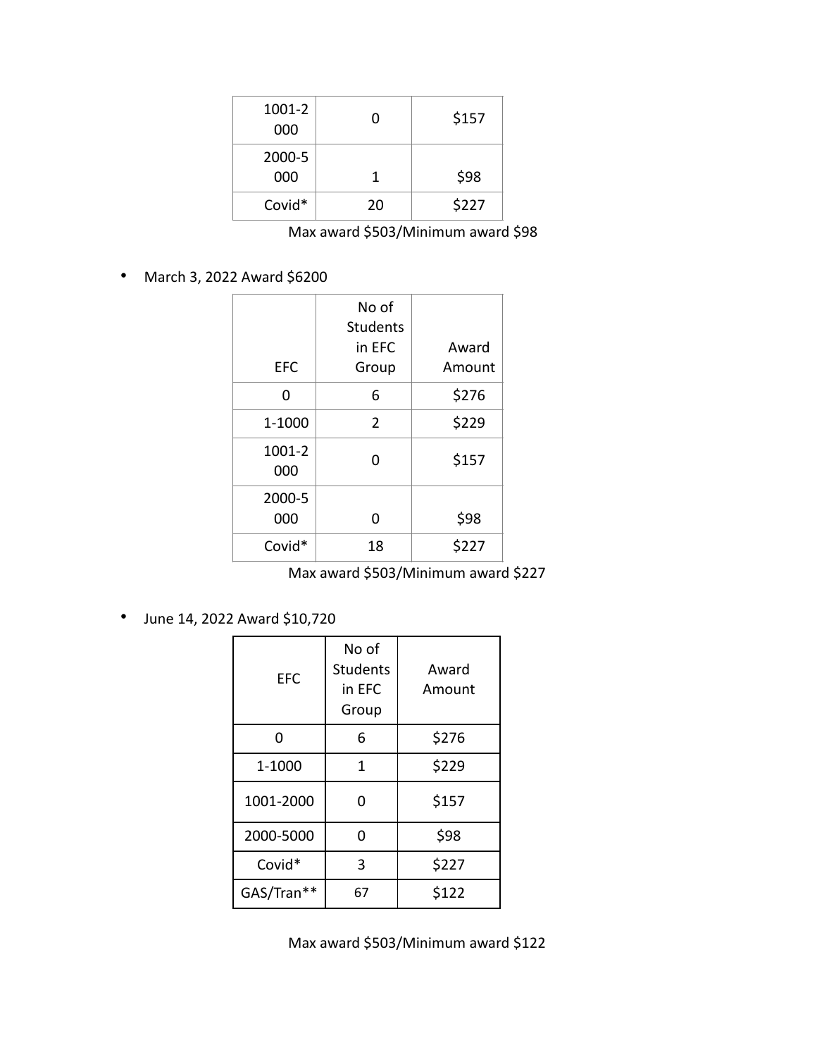| | | |
|---|---|---|
| 1001-2000 | 0 | $157 |
| 2000-5000 | 1 | $98 |
| Covid* | 20 | $227 |

Max award $503/Minimum award $98

- March 3, 2022 Award $6200

| EFC | No of Students in EFC Group | Award Amount |
|---|---|---|
| 0 | 6 | $276 |
| 1-1000 | 2 | $229 |
| 1001-2000 | 0 | $157 |
| 2000-5000 | 0 | $98 |
| Covid* | 18 | $227 |

Max award $503/Minimum award $227

- June 14, 2022 Award $10,720

| EFC | No of Students in EFC Group | Award Amount |
|---|---|---|
| 0 | 6 | $276 |
| 1-1000 | 1 | $229 |
| 1001-2000 | 0 | $157 |
| 2000-5000 | 0 | $98 |
| Covid* | 3 | $227 |
| GAS/Tran** | 67 | $122 |

Max award $503/Minimum award $122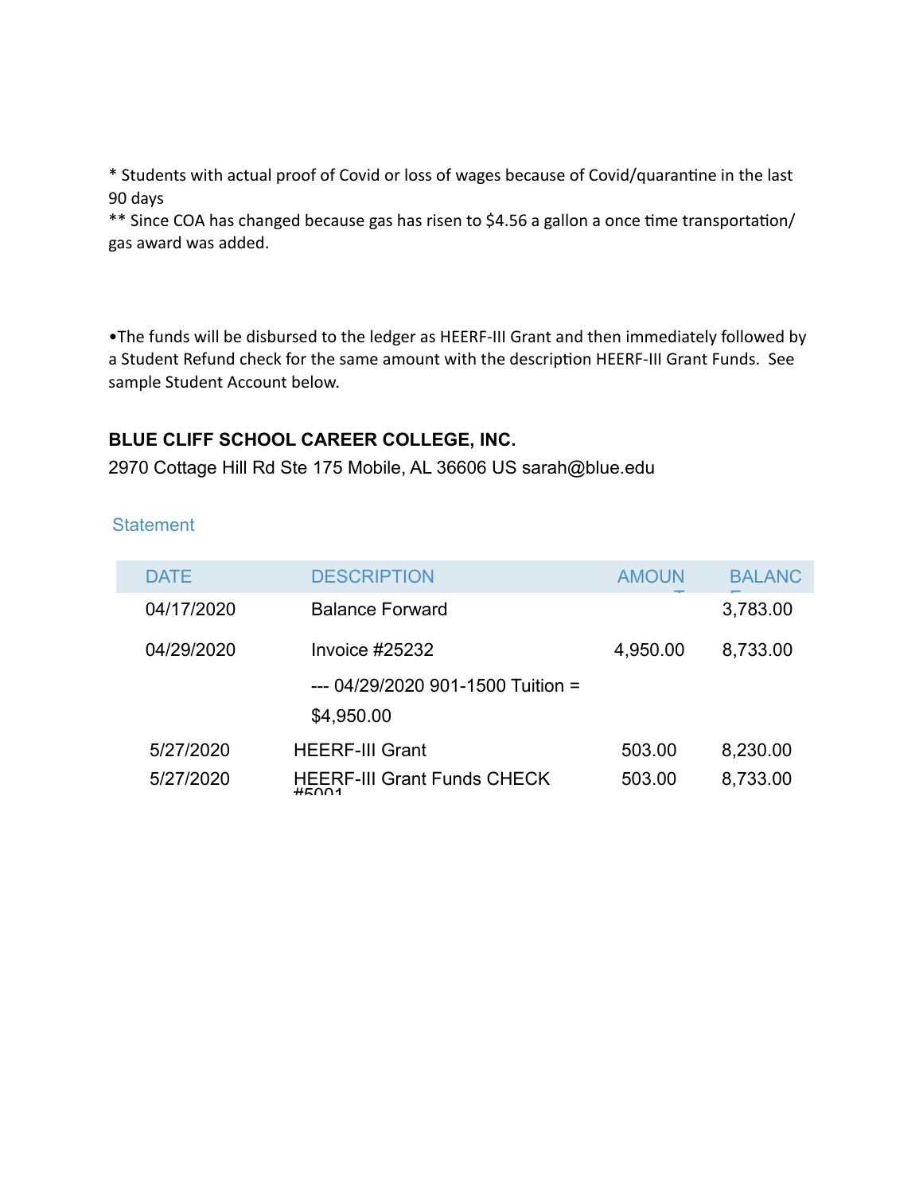* Students with actual proof of Covid or loss of wages because of Covid/quarantine in the last 90 days

** Since COA has changed because gas has risen to $4.56 a gallon a once time transportation/ gas award was added.

•The funds will be disbursed to the ledger as HEERF-III Grant and then immediately followed by a Student Refund check for the same amount with the description HEERF-III Grant Funds. See sample Student Account below.

**BLUE CLIFF SCHOOL CAREER COLLEGE, INC.**

2970 Cottage Hill Rd Ste 175 Mobile, AL 36606 US sarah@blue.edu

Statement

| DATE | DESCRIPTION | AMOUNT | BALANCE |
|---|---|---|---|
| 04/17/2020 | Balance Forward | | 3,783.00 |
| 04/29/2020 | Invoice #25232<br>--- 04/29/2020 901-1500 Tuition = $4,950.00 | 4,950.00 | 8,733.00 |
| 5/27/2020 | HEERF-III Grant | 503.00 | 8,230.00 |
| 5/27/2020 | HEERF-III Grant Funds CHECK #5001 | 503.00 | 8,733.00 |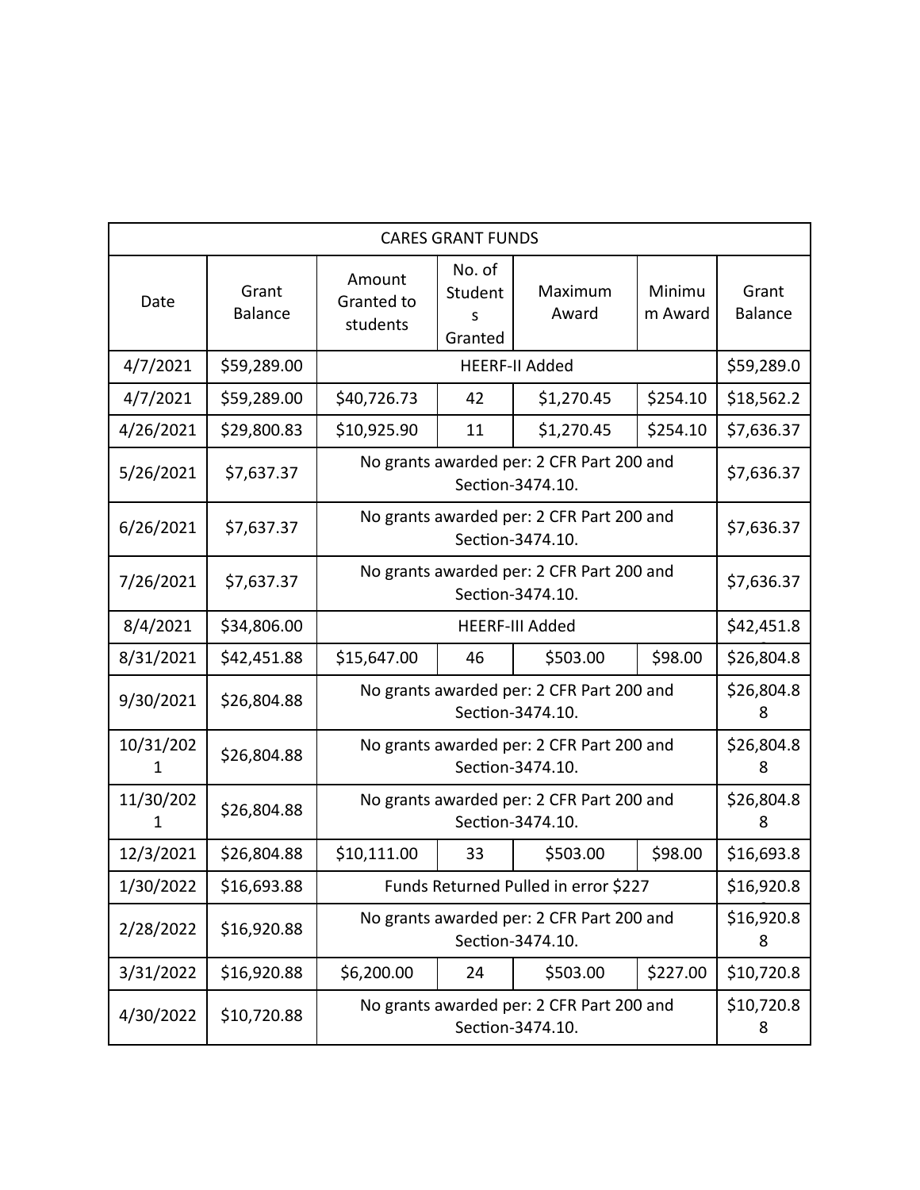| CARES GRANT FUNDS | | | | | | |
|---|---|---|---|---|---|---|
| Date | Grant Balance | Amount Granted to students | No. of Students Granted | Maximum Award | Minimum Award | Grant Balance |
| 4/7/2021 | $59,289.00 | HEERF-II Added | | | | $59,289.0 |
| 4/7/2021 | $59,289.00 | $40,726.73 | 42 | $1,270.45 | $254.10 | $18,562.2 |
| 4/26/2021 | $29,800.83 | $10,925.90 | 11 | $1,270.45 | $254.10 | $7,636.37 |
| 5/26/2021 | $7,637.37 | No grants awarded per: 2 CFR Part 200 and Section-3474.10. | | | | $7,636.37 |
| 6/26/2021 | $7,637.37 | No grants awarded per: 2 CFR Part 200 and Section-3474.10. | | | | $7,636.37 |
| 7/26/2021 | $7,637.37 | No grants awarded per: 2 CFR Part 200 and Section-3474.10. | | | | $7,636.37 |
| 8/4/2021 | $34,806.00 | HEERF-III Added | | | | $42,451.8 |
| 8/31/2021 | $42,451.88 | $15,647.00 | 46 | $503.00 | $98.00 | $26,804.8 |
| 9/30/2021 | $26,804.88 | No grants awarded per: 2 CFR Part 200 and Section-3474.10. | | | | $26,804.88 |
| 10/31/2021 | $26,804.88 | No grants awarded per: 2 CFR Part 200 and Section-3474.10. | | | | $26,804.88 |
| 11/30/2021 | $26,804.88 | No grants awarded per: 2 CFR Part 200 and Section-3474.10. | | | | $26,804.88 |
| 12/3/2021 | $26,804.88 | $10,111.00 | 33 | $503.00 | $98.00 | $16,693.8 |
| 1/30/2022 | $16,693.88 | Funds Returned Pulled in error $227 | | | | $16,920.8 |
| 2/28/2022 | $16,920.88 | No grants awarded per: 2 CFR Part 200 and Section-3474.10. | | | | $16,920.88 |
| 3/31/2022 | $16,920.88 | $6,200.00 | 24 | $503.00 | $227.00 | $10,720.8 |
| 4/30/2022 | $10,720.88 | No grants awarded per: 2 CFR Part 200 and Section-3474.10. | | | | $10,720.88 |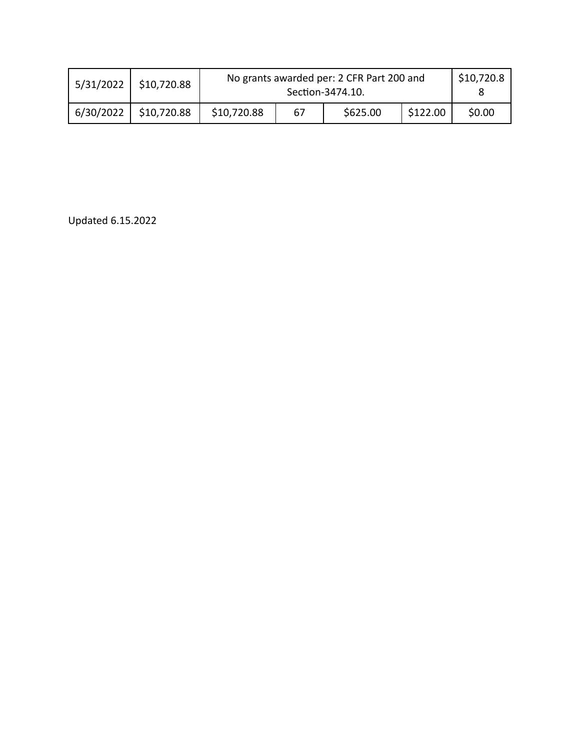| | | | | | | |
|---|---|---|---|---|---|---|
| 5/31/2022 | $10,720.88 | No grants awarded per: 2 CFR Part 200 and Section-3474.10. | | | | $10,720.88 |
| 6/30/2022 | $10,720.88 | $10,720.88 | 67 | $625.00 | $122.00 | $0.00 |

Updated 6.15.2022